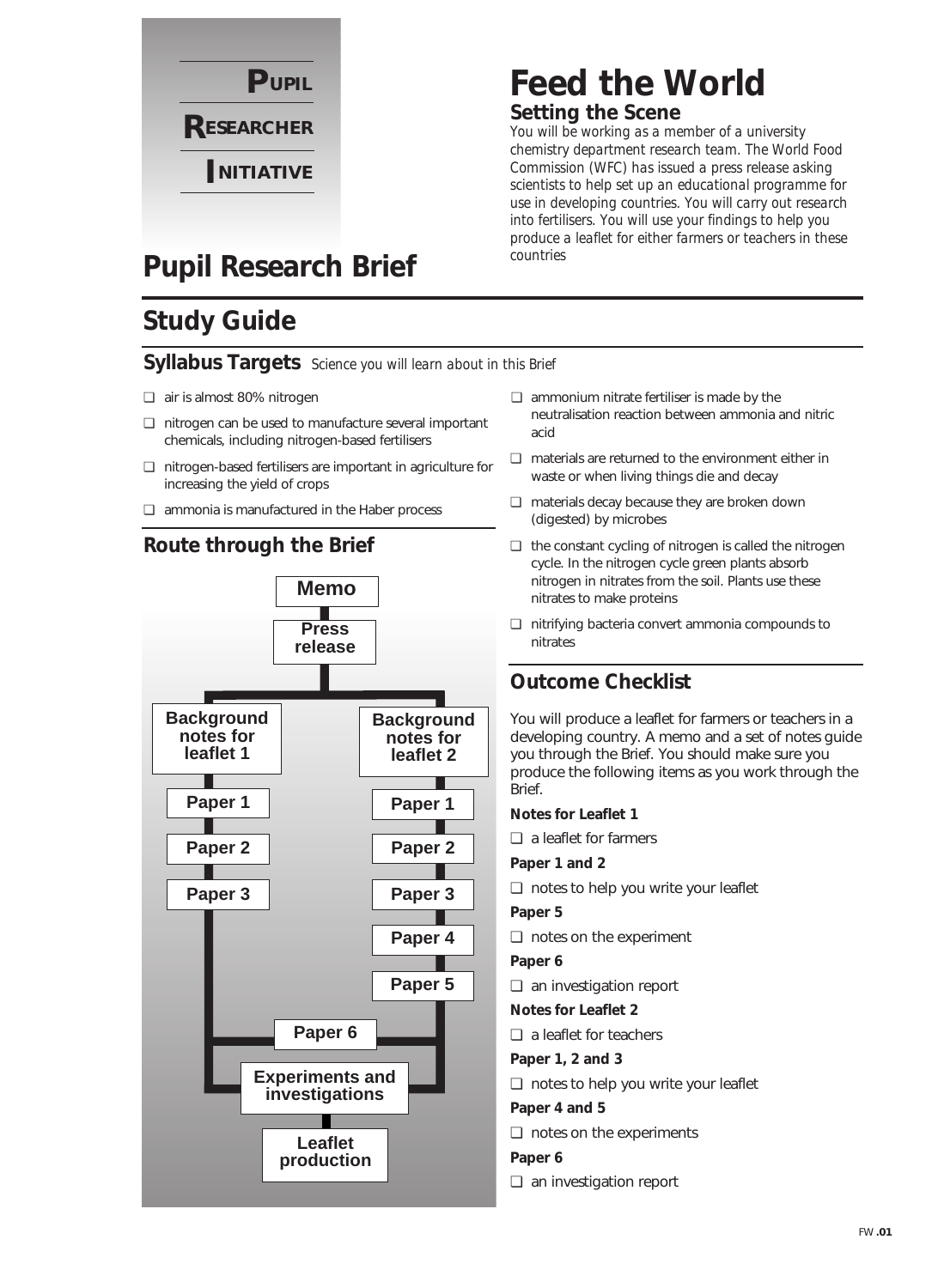**PUPIL**

**RESEARCHER**

**INITIATIVE**

# Pupil Research Brief

# Feed the World

## Setting the Scene

*You will be working as a member of a university chemistry department research team. The World Food Commission (WFC) has issued a press release asking scientists to help set up an educational programme for use in developing countries. You will carry out research into fertilisers. You will use your findings to help you produce a leaflet for either farmers or teachers in these countries*

# Study Guide

## Syllabus Targets *Science you will learn about in this Brief*

- ❑ air is almost 80% nitrogen
- ❑ nitrogen can be used to manufacture several important chemicals, including nitrogen-based fertilisers
- ❑ nitrogen-based fertilisers are important in agriculture for increasing the yield of crops
- ❑ ammonia is manufactured in the Haber process
- ❑ ammonium nitrate fertiliser is made by the neutralisation reaction between ammonia and nitric acid
- ❑ materials are returned to the environment either in waste or when living things die and decay
- ❑ materials decay because they are broken down (digested) by microbes
- ❑ the constant cycling of nitrogen is called the nitrogen cycle. In the nitrogen cycle green plants absorb nitrogen in nitrates from the soil. Plants use these nitrates to make proteins
- ❑ nitrifying bacteria convert ammonia compounds to nitrates

## Route through the Brief

Memo → Press release →

- Background notes for leaflet 1 → Paper 1 → Paper 2 → Paper 3
- Background notes for leaflet 2 → Paper 1 → Paper 2 → Paper 3 → Paper 4 → Paper 5

→ Paper 6 → Experiments and investigations → Leaflet production

## Outcome Checklist

You will produce a leaflet for farmers or teachers in a developing country. A memo and a set of notes guide you through the Brief. You should make sure you produce the following items as you work through the Brief.

**Notes for Leaflet 1**

- ❑ a leaflet for farmers

**Paper 1 and 2**

- ❑ notes to help you write your leaflet

**Paper 5**

- ❑ notes on the experiment

**Paper 6**

- ❑ an investigation report

**Notes for Leaflet 2**

- ❑ a leaflet for teachers

**Paper 1, 2 and 3**

- ❑ notes to help you write your leaflet

**Paper 4 and 5**

- ❑ notes on the experiments

**Paper 6**

- ❑ an investigation report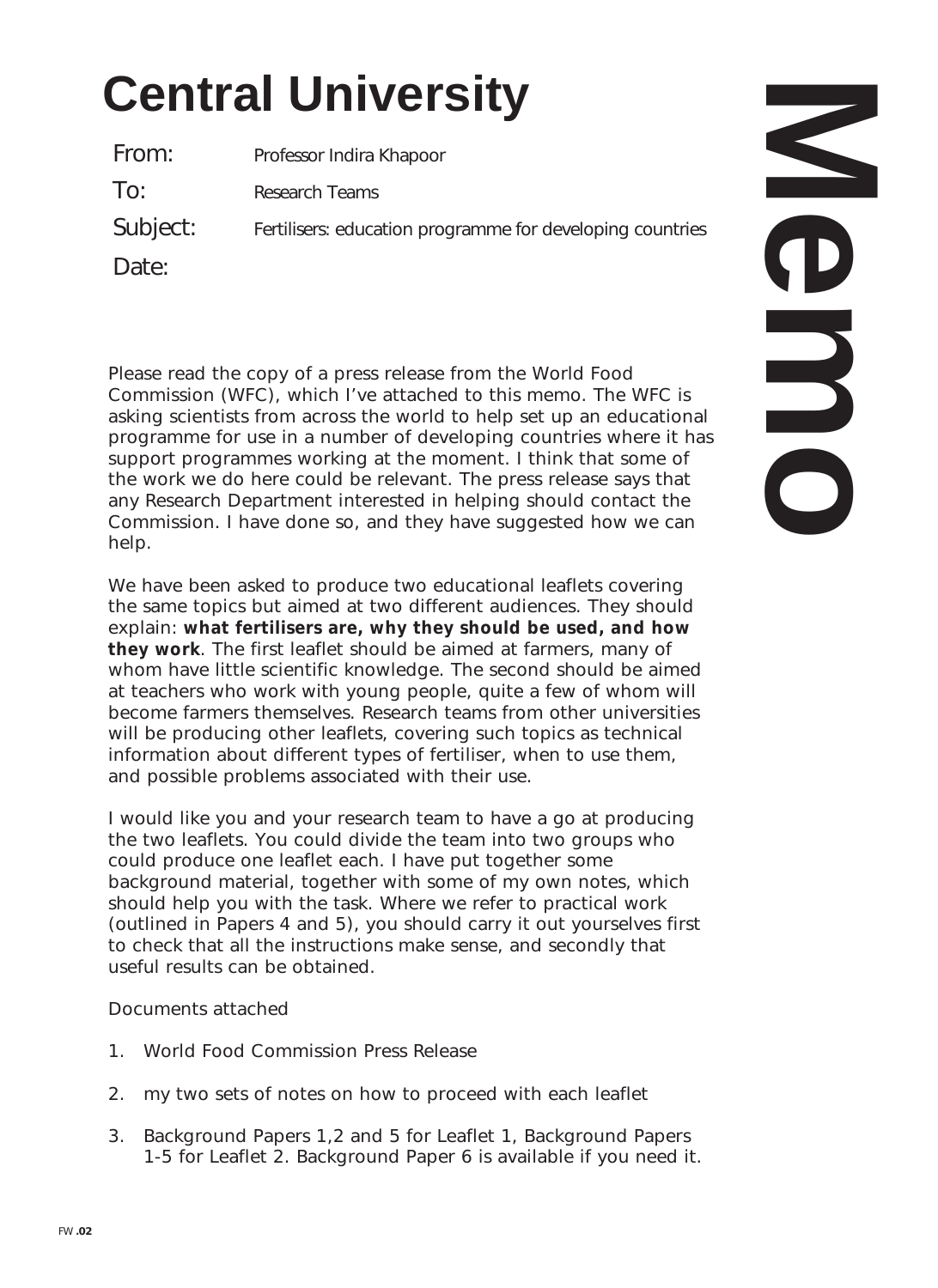# Central University

# Memo

| | |
|---|---|
| From: | Professor Indira Khapoor |
| To: | Research Teams |
| Subject: | Fertilisers: education programme for developing countries |
| Date: | |

Please read the copy of a press release from the World Food Commission (WFC), which I've attached to this memo. The WFC is asking scientists from across the world to help set up an educational programme for use in a number of developing countries where it has support programmes working at the moment. I think that some of the work we do here could be relevant. The press release says that any Research Department interested in helping should contact the Commission. I have done so, and they have suggested how we can help.

We have been asked to produce two educational leaflets covering the same topics but aimed at two different audiences. They should explain: **what fertilisers are, why they should be used, and how they work**. The first leaflet should be aimed at farmers, many of whom have little scientific knowledge. The second should be aimed at teachers who work with young people, quite a few of whom will become farmers themselves. Research teams from other universities will be producing other leaflets, covering such topics as technical information about different types of fertiliser, when to use them, and possible problems associated with their use.

I would like you and your research team to have a go at producing the two leaflets. You could divide the team into two groups who could produce one leaflet each. I have put together some background material, together with some of my own notes, which should help you with the task. Where we refer to practical work (outlined in Papers 4 and 5), you should carry it out yourselves first to check that all the instructions make sense, and secondly that useful results can be obtained.

Documents attached

1. World Food Commission Press Release
2. my two sets of notes on how to proceed with each leaflet
3. Background Papers 1,2 and 5 for Leaflet 1, Background Papers 1-5 for Leaflet 2. Background Paper 6 is available if you need it.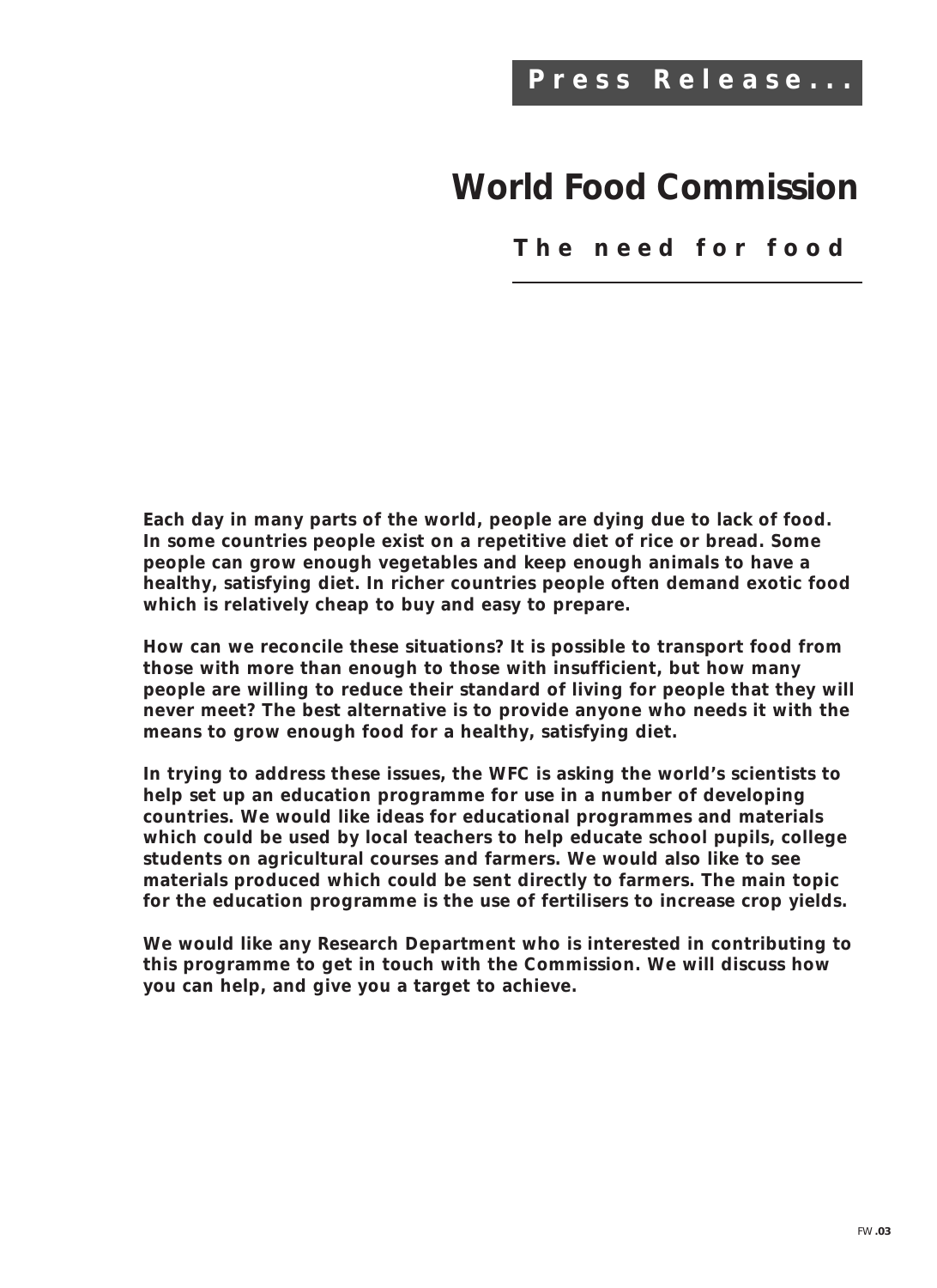**Press Release...**

# World Food Commission

## The need for food

**Each day in many parts of the world, people are dying due to lack of food. In some countries people exist on a repetitive diet of rice or bread. Some people can grow enough vegetables and keep enough animals to have a healthy, satisfying diet. In richer countries people often demand exotic food which is relatively cheap to buy and easy to prepare.**

**How can we reconcile these situations? It is possible to transport food from those with more than enough to those with insufficient, but how many people are willing to reduce their standard of living for people that they will never meet? The best alternative is to provide anyone who needs it with the means to grow enough food for a healthy, satisfying diet.**

**In trying to address these issues, the WFC is asking the world's scientists to help set up an education programme for use in a number of developing countries. We would like ideas for educational programmes and materials which could be used by local teachers to help educate school pupils, college students on agricultural courses and farmers. We would also like to see materials produced which could be sent directly to farmers. The main topic for the education programme is the use of fertilisers to increase crop yields.**

**We would like any Research Department who is interested in contributing to this programme to get in touch with the Commission. We will discuss how you can help, and give you a target to achieve.**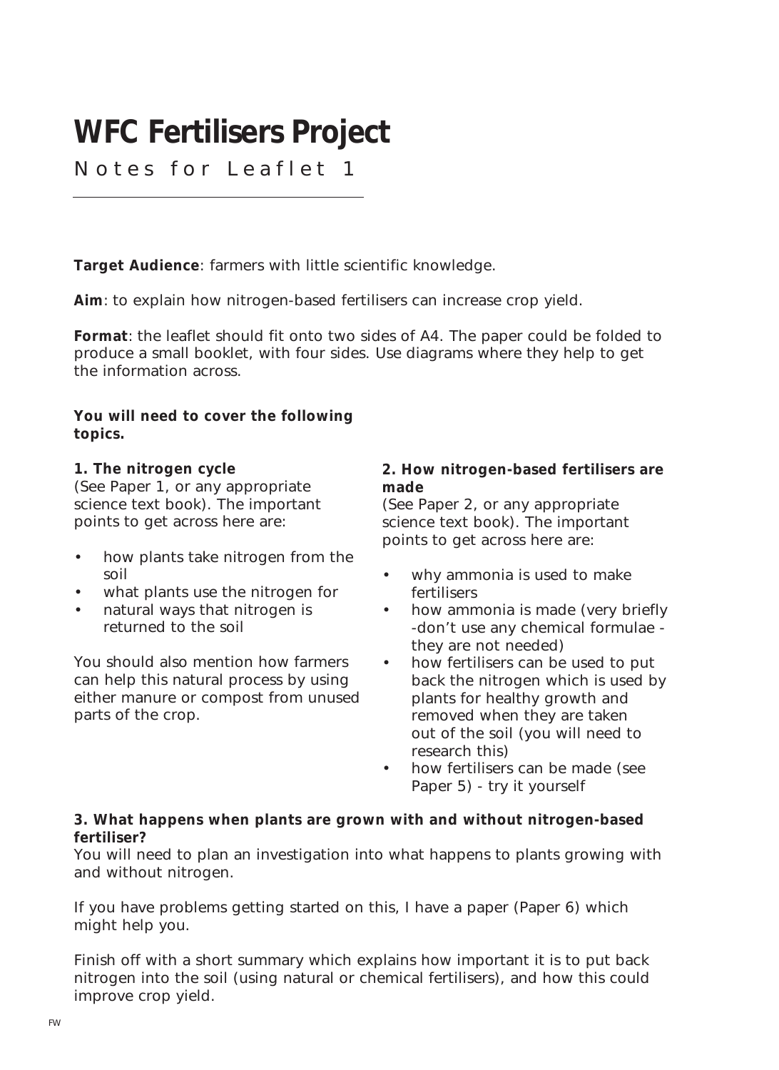# WFC Fertilisers Project

Notes for Leaflet 1

---

**Target Audience**: farmers with little scientific knowledge.

**Aim**: to explain how nitrogen-based fertilisers can increase crop yield.

**Format**: the leaflet should fit onto two sides of A4. The paper could be folded to produce a small booklet, with four sides. Use diagrams where they help to get the information across.

**You will need to cover the following topics.**

**1. The nitrogen cycle**
(See Paper 1, or any appropriate science text book). The important points to get across here are:

- how plants take nitrogen from the soil
- what plants use the nitrogen for
- natural ways that nitrogen is returned to the soil

You should also mention how farmers can help this natural process by using either manure or compost from unused parts of the crop.

**2. How nitrogen-based fertilisers are made**
(See Paper 2, or any appropriate science text book). The important points to get across here are:

- why ammonia is used to make fertilisers
- how ammonia is made (very briefly -don't use any chemical formulae - they are not needed)
- how fertilisers can be used to put back the nitrogen which is used by plants for healthy growth and removed when they are taken out of the soil (you will need to research this)
- how fertilisers can be made (see Paper 5) - try it yourself

**3. What happens when plants are grown with and without nitrogen-based fertiliser?**
You will need to plan an investigation into what happens to plants growing with and without nitrogen.

If you have problems getting started on this, I have a paper (Paper 6) which might help you.

Finish off with a short summary which explains how important it is to put back nitrogen into the soil (using natural or chemical fertilisers), and how this could improve crop yield.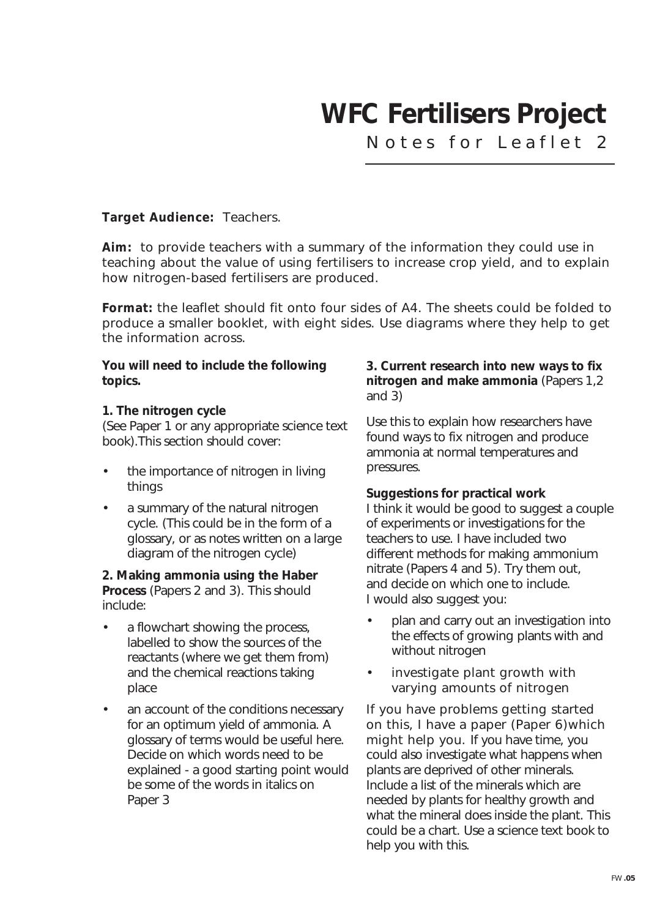# WFC Fertilisers Project

## Notes for Leaflet 2

**Target Audience:** Teachers.

**Aim:** to provide teachers with a summary of the information they could use in teaching about the value of using fertilisers to increase crop yield, and to explain how nitrogen-based fertilisers are produced.

**Format:** the leaflet should fit onto four sides of A4. The sheets could be folded to produce a smaller booklet, with eight sides. Use diagrams where they help to get the information across.

**You will need to include the following topics.**

**1. The nitrogen cycle**
(See Paper 1 or any appropriate science text book).This section should cover:

- the importance of nitrogen in living things
- a summary of the natural nitrogen cycle. (This could be in the form of a glossary, or as notes written on a large diagram of the nitrogen cycle)

**2. Making ammonia using the Haber Process** (Papers 2 and 3). This should include:

- a flowchart showing the process, labelled to show the sources of the reactants (where we get them from) and the chemical reactions taking place
- an account of the conditions necessary for an optimum yield of ammonia. A glossary of terms would be useful here. Decide on which words need to be explained - a good starting point would be some of the words in italics on Paper 3

**3. Current research into new ways to fix nitrogen and make ammonia** (Papers 1,2 and 3)

Use this to explain how researchers have found ways to fix nitrogen and produce ammonia at normal temperatures and pressures.

**Suggestions for practical work**
I think it would be good to suggest a couple of experiments or investigations for the teachers to use. I have included two different methods for making ammonium nitrate (Papers 4 and 5). Try them out, and decide on which one to include.
I would also suggest you:

- plan and carry out an investigation into the effects of growing plants with and without nitrogen
- investigate plant growth with varying amounts of nitrogen

If you have problems getting started on this, I have a paper (Paper 6)which might help you. If you have time, you could also investigate what happens when plants are deprived of other minerals. Include a list of the minerals which are needed by plants for healthy growth and what the mineral does inside the plant. This could be a chart. Use a science text book to help you with this.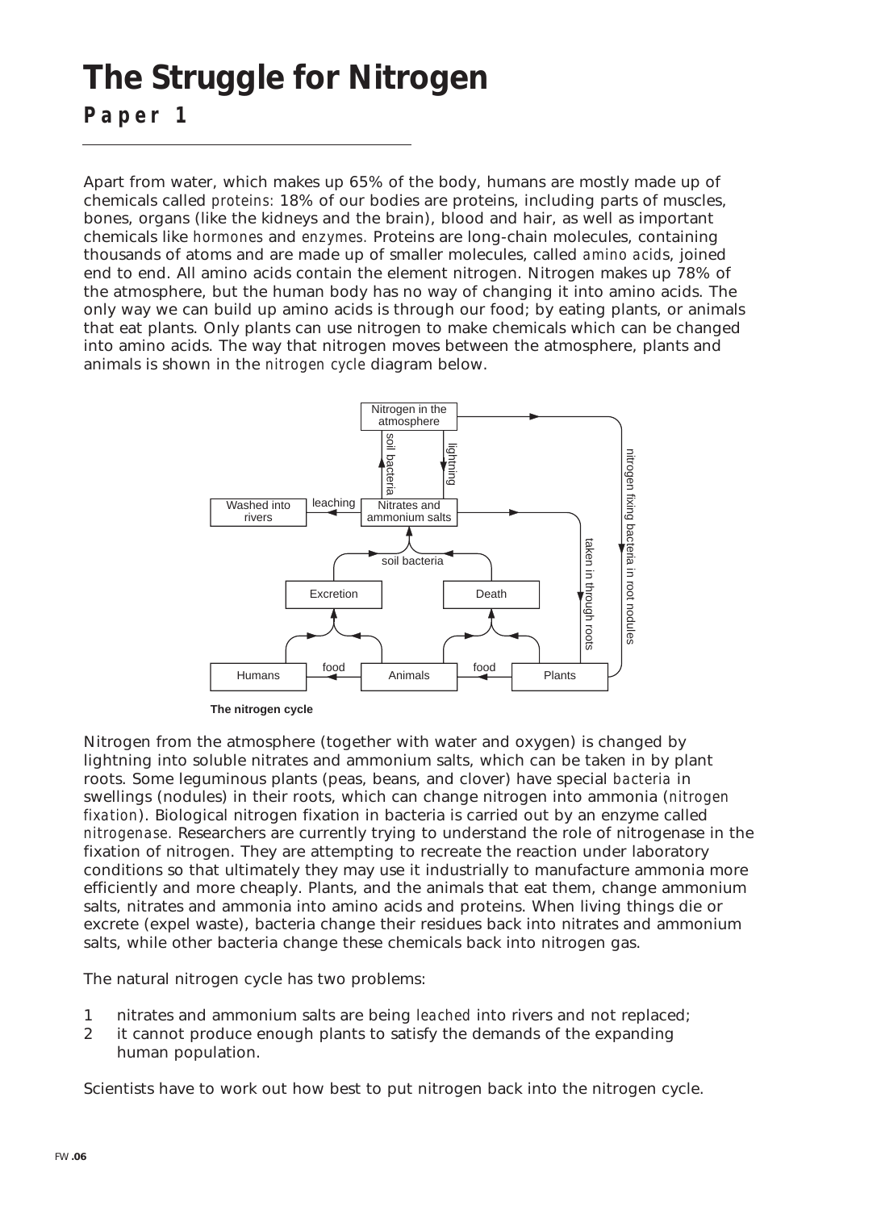# The Struggle for Nitrogen

## Paper 1

Apart from water, which makes up 65% of the body, humans are mostly made up of chemicals called *proteins*: 18% of our bodies are proteins, including parts of muscles, bones, organs (like the kidneys and the brain), blood and hair, as well as important chemicals like *hormones* and *enzymes*. Proteins are long-chain molecules, containing thousands of atoms and are made up of smaller molecules, called *amino acids*, joined end to end. All amino acids contain the element nitrogen. Nitrogen makes up 78% of the atmosphere, but the human body has no way of changing it into amino acids. The only way we can build up amino acids is through our food; by eating plants, or animals that eat plants. Only plants can use nitrogen to make chemicals which can be changed into amino acids. The way that nitrogen moves between the atmosphere, plants and animals is shown in the *nitrogen cycle* diagram below.

Nitrogen in the atmosphere
soil bacteria
lightning
nitrogen fixing bacteria in root nodules
Washed into rivers
leaching
Nitrates and ammonium salts
taken in through roots
soil bacteria
Excretion
Death
Humans
food
Animals
food
Plants

**The nitrogen cycle**

Nitrogen from the atmosphere (together with water and oxygen) is changed by lightning into soluble nitrates and ammonium salts, which can be taken in by plant roots. Some leguminous plants (peas, beans, and clover) have special *bacteria* in swellings (nodules) in their roots, which can change nitrogen into ammonia (*nitrogen fixation*). Biological nitrogen fixation in bacteria is carried out by an enzyme called *nitrogenase*. Researchers are currently trying to understand the role of nitrogenase in the fixation of nitrogen. They are attempting to recreate the reaction under laboratory conditions so that ultimately they may use it industrially to manufacture ammonia more efficiently and more cheaply. Plants, and the animals that eat them, change ammonium salts, nitrates and ammonia into amino acids and proteins. When living things die or excrete (expel waste), bacteria change their residues back into nitrates and ammonium salts, while other bacteria change these chemicals back into nitrogen gas.

The natural nitrogen cycle has two problems:

1. nitrates and ammonium salts are being *leached* into rivers and not replaced;
2. it cannot produce enough plants to satisfy the demands of the expanding human population.

Scientists have to work out how best to put nitrogen back into the nitrogen cycle.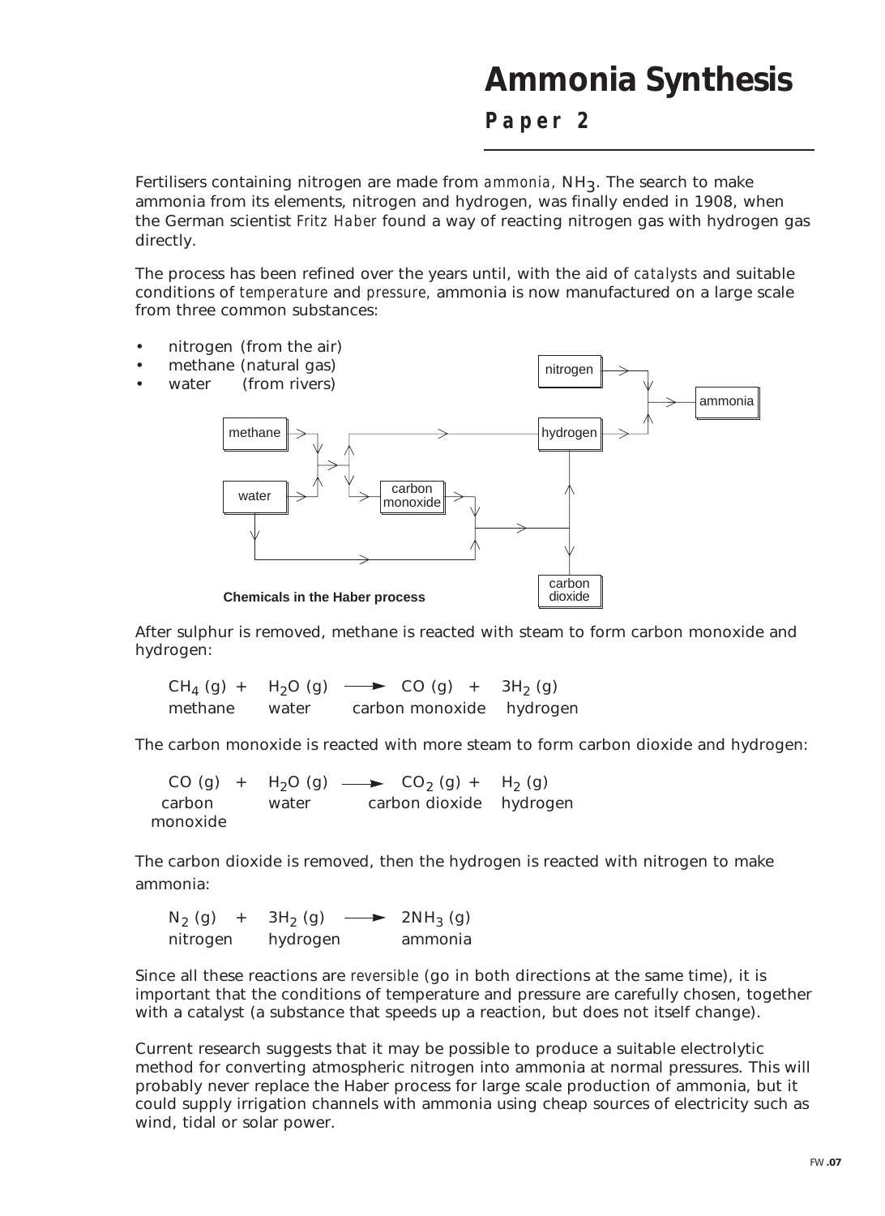# Ammonia Synthesis

## Paper 2

Fertilisers containing nitrogen are made from *ammonia*, $NH_3$. The search to make ammonia from its elements, nitrogen and hydrogen, was finally ended in 1908, when the German scientist *Fritz Haber* found a way of reacting nitrogen gas with hydrogen gas directly.

The process has been refined over the years until, with the aid of *catalysts* and suitable conditions of *temperature* and *pressure*, ammonia is now manufactured on a large scale from three common substances:

- nitrogen (from the air)
- methane (natural gas)
- water (from rivers)

**Chemicals in the Haber process**

After sulphur is removed, methane is reacted with steam to form carbon monoxide and hydrogen:

$$CH_4\,(g) + H_2O\,(g) \longrightarrow CO\,(g) + 3H_2\,(g)$$

methane + water → carbon monoxide + hydrogen

The carbon monoxide is reacted with more steam to form carbon dioxide and hydrogen:

$$CO\,(g) + H_2O\,(g) \longrightarrow CO_2\,(g) + H_2\,(g)$$

carbon monoxide + water → carbon dioxide + hydrogen

The carbon dioxide is removed, then the hydrogen is reacted with nitrogen to make ammonia:

$$N_2\,(g) + 3H_2\,(g) \longrightarrow 2NH_3\,(g)$$

nitrogen + hydrogen → ammonia

Since all these reactions are *reversible* (go in both directions at the same time), it is important that the conditions of temperature and pressure are carefully chosen, together with a catalyst (a substance that speeds up a reaction, but does not itself change).

Current research suggests that it may be possible to produce a suitable electrolytic method for converting atmospheric nitrogen into ammonia at normal pressures. This will probably never replace the Haber process for large scale production of ammonia, but it could supply irrigation channels with ammonia using cheap sources of electricity such as wind, tidal or solar power.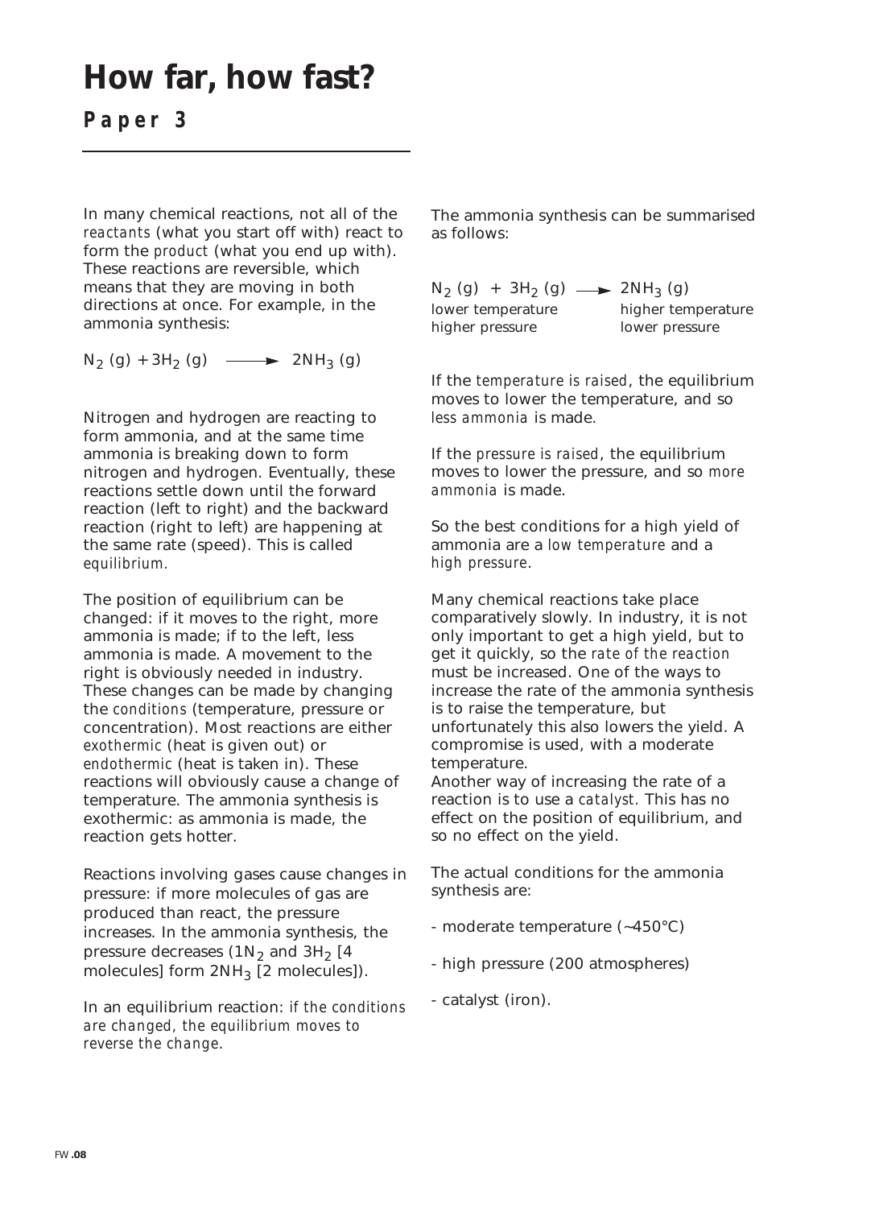# How far, how fast?

## Paper 3

In many chemical reactions, not all of the *reactants* (what you start off with) react to form the *product* (what you end up with). These reactions are reversible, which means that they are moving in both directions at once. For example, in the ammonia synthesis:

$$N_2\,(g) + 3H_2\,(g) \longrightarrow 2NH_3\,(g)$$

Nitrogen and hydrogen are reacting to form ammonia, and at the same time ammonia is breaking down to form nitrogen and hydrogen. Eventually, these reactions settle down until the forward reaction (left to right) and the backward reaction (right to left) are happening at the same rate (speed). This is called *equilibrium.*

The position of equilibrium can be changed: if it moves to the right, more ammonia is made; if to the left, less ammonia is made. A movement to the right is obviously needed in industry. These changes can be made by changing the *conditions* (temperature, pressure or concentration). Most reactions are either *exothermic* (heat is given out) or *endothermic* (heat is taken in). These reactions will obviously cause a change of temperature. The ammonia synthesis is exothermic: as ammonia is made, the reaction gets hotter.

Reactions involving gases cause changes in pressure: if more molecules of gas are produced than react, the pressure increases. In the ammonia synthesis, the pressure decreases ($1N_2$ and $3H_2$ [4 molecules] form $2NH_3$ [2 molecules]).

In an equilibrium reaction: *if the conditions are changed, the equilibrium moves to reverse the change*.

The ammonia synthesis can be summarised as follows:

$$N_2\,(g) + 3H_2\,(g) \longrightarrow 2NH_3\,(g)$$

| | |
|---|---|
| lower temperature | higher temperature |
| higher pressure | lower pressure |

If the *temperature is raised*, the equilibrium moves to lower the temperature, and so *less ammonia* is made.

If the *pressure is raised*, the equilibrium moves to lower the pressure, and so *more ammonia* is made.

So the best conditions for a high yield of ammonia are a *low temperature* and a *high pressure*.

Many chemical reactions take place comparatively slowly. In industry, it is not only important to get a high yield, but to get it quickly, so the *rate of the reaction* must be increased. One of the ways to increase the rate of the ammonia synthesis is to raise the temperature, but unfortunately this also lowers the yield. A compromise is used, with a moderate temperature.

Another way of increasing the rate of a reaction is to use a *catalyst.* This has no effect on the position of equilibrium, and so no effect on the yield.

The actual conditions for the ammonia synthesis are:

- moderate temperature (~450°C)
- high pressure (200 atmospheres)
- catalyst (iron).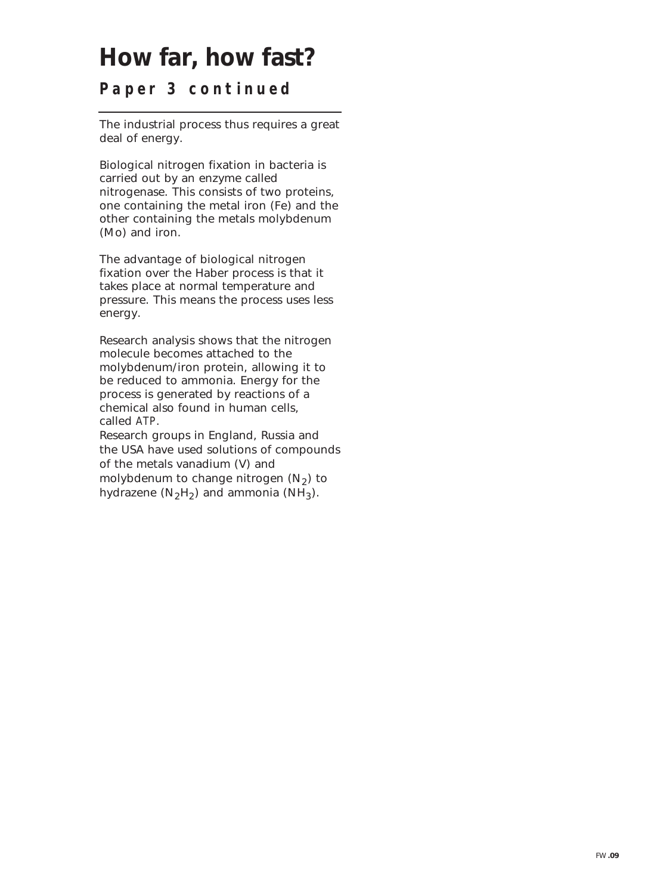# How far, how fast?

## Paper 3 continued

The industrial process thus requires a great deal of energy.

Biological nitrogen fixation in bacteria is carried out by an enzyme called nitrogenase. This consists of two proteins, one containing the metal iron (Fe) and the other containing the metals molybdenum (Mo) and iron.

The advantage of biological nitrogen fixation over the Haber process is that it takes place at normal temperature and pressure. This means the process uses less energy.

Research analysis shows that the nitrogen molecule becomes attached to the molybdenum/iron protein, allowing it to be reduced to ammonia. Energy for the process is generated by reactions of a chemical also found in human cells, called ATP.
Research groups in England, Russia and the USA have used solutions of compounds of the metals vanadium (V) and molybdenum to change nitrogen ($N_2$) to hydrazene ($N_2H_2$) and ammonia ($NH_3$).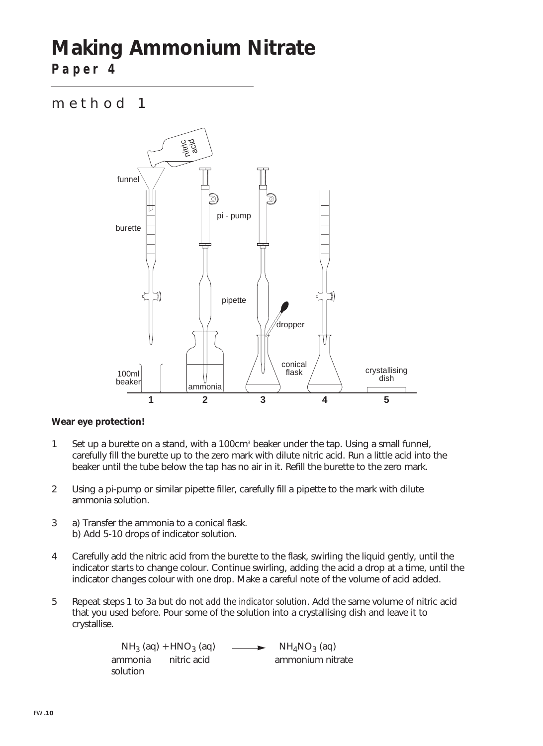# Making Ammonium Nitrate

**Paper 4**

## method 1

**Wear eye protection!**

1. Set up a burette on a stand, with a $100cm^3$ beaker under the tap. Using a small funnel, carefully fill the burette up to the zero mark with dilute nitric acid. Run a little acid into the beaker until the tube below the tap has no air in it. Refill the burette to the zero mark.

2. Using a pi-pump or similar pipette filler, carefully fill a pipette to the mark with dilute ammonia solution.

3. a) Transfer the ammonia to a conical flask.
   b) Add 5-10 drops of indicator solution.

4. Carefully add the nitric acid from the burette to the flask, swirling the liquid gently, until the indicator starts to change colour. Continue swirling, adding the acid a drop at a time, until the indicator changes colour *with one drop*. Make a careful note of the volume of acid added.

5. Repeat steps 1 to 3a but do not *add the indicator solution*. Add the same volume of nitric acid that you used before. Pour some of the solution into a crystallising dish and leave it to crystallise.

$$NH_3\,(aq) + HNO_3\,(aq) \longrightarrow NH_4NO_3\,(aq)$$

ammonia solution + nitric acid → ammonium nitrate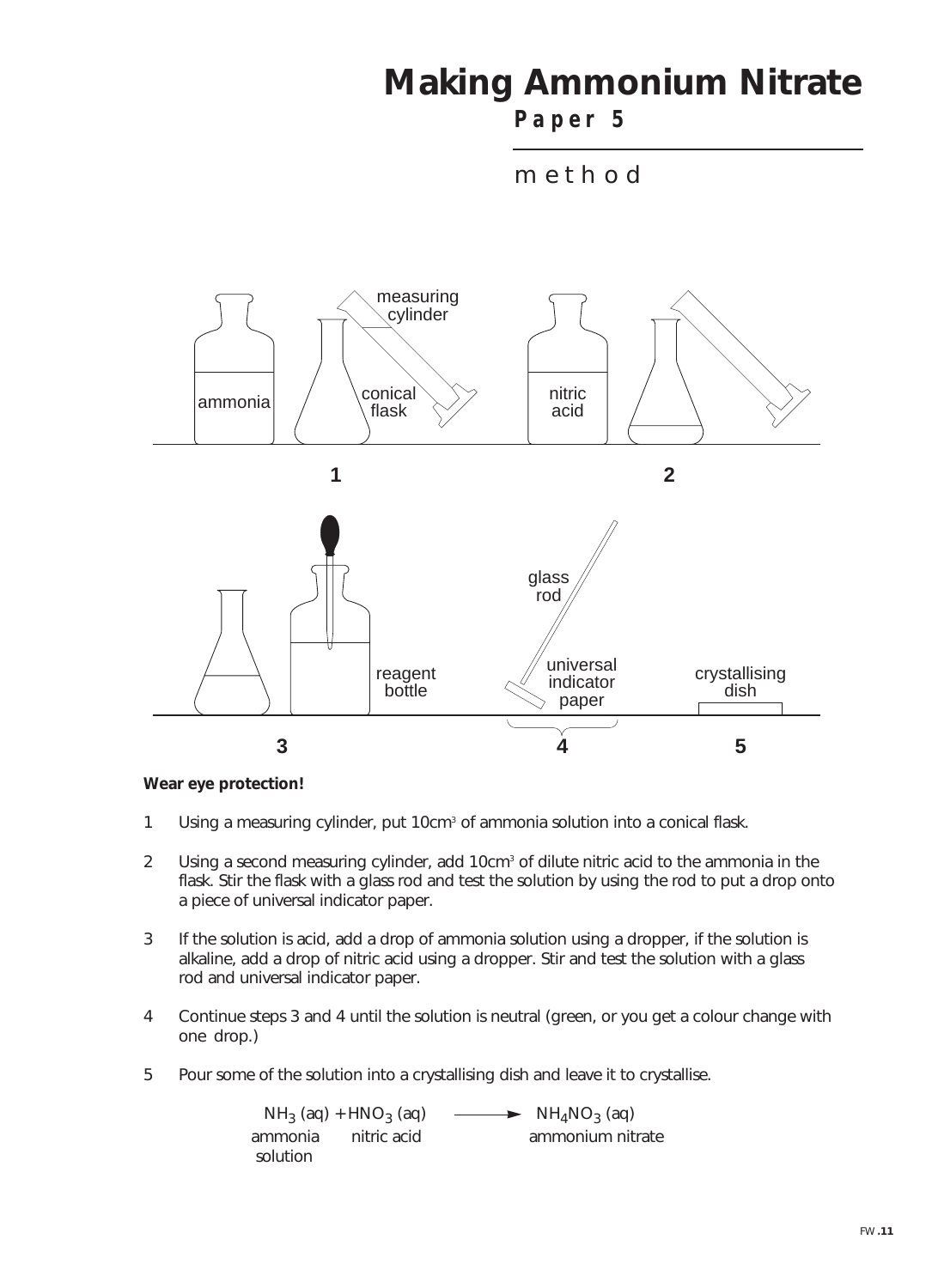# Making Ammonium Nitrate

## Paper 5

### method

**Wear eye protection!**

1. Using a measuring cylinder, put 10cm$^3$ of ammonia solution into a conical flask.

2. Using a second measuring cylinder, add 10cm$^3$ of dilute nitric acid to the ammonia in the flask. Stir the flask with a glass rod and test the solution by using the rod to put a drop onto a piece of universal indicator paper.

3. If the solution is acid, add a drop of ammonia solution using a dropper, if the solution is alkaline, add a drop of nitric acid using a dropper. Stir and test the solution with a glass rod and universal indicator paper.

4. Continue steps 3 and 4 until the solution is neutral (green, or you get a colour change with one drop.)

5. Pour some of the solution into a crystallising dish and leave it to crystallise.

$$NH_3\,(aq) + HNO_3\,(aq) \longrightarrow NH_4NO_3\,(aq)$$

ammonia solution + nitric acid → ammonium nitrate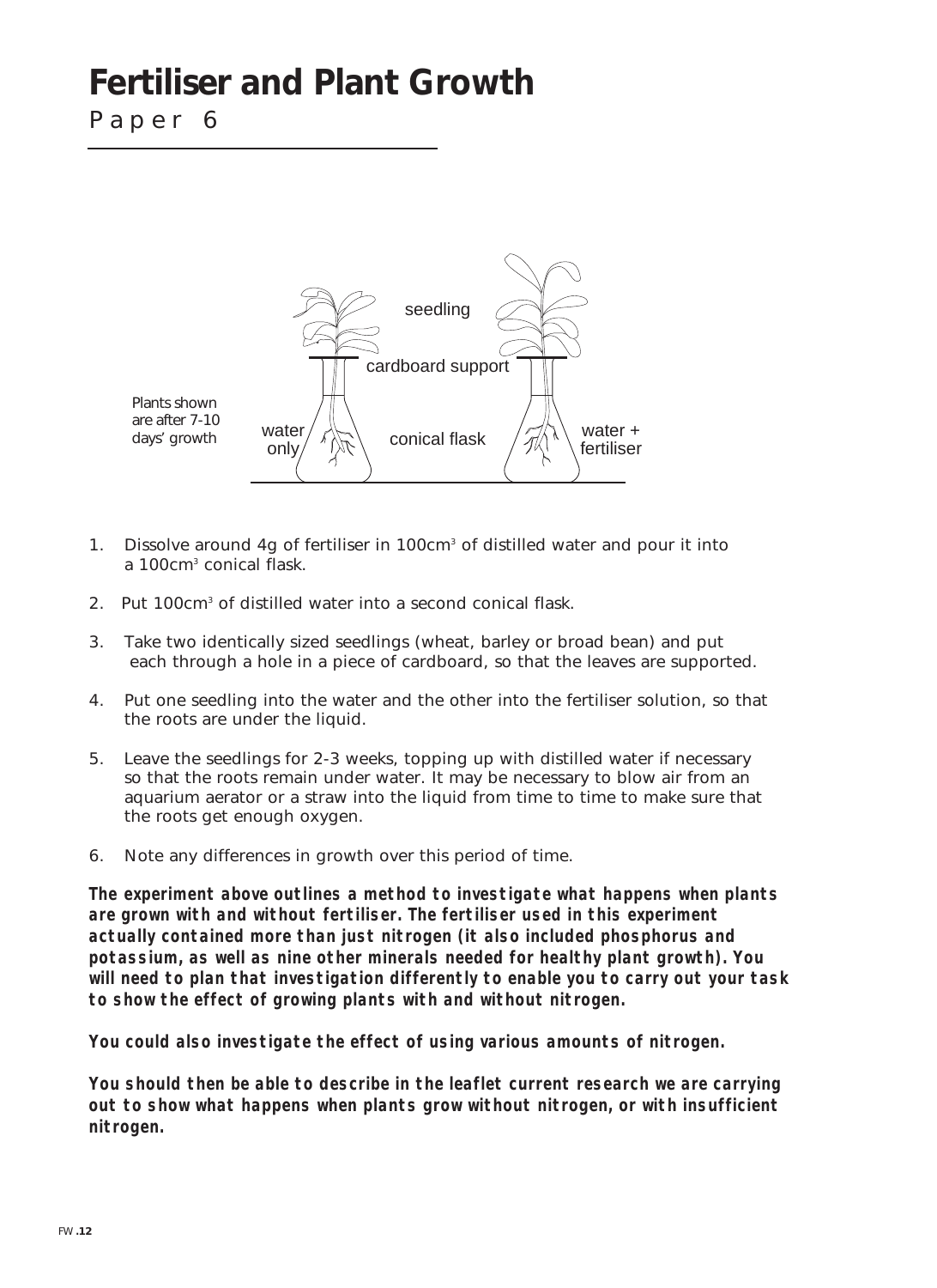# Fertiliser and Plant Growth

Paper 6

Plants shown are after 7-10 days' growth

seedling

cardboard support

water only

conical flask

water + fertiliser

1. Dissolve around 4g of fertiliser in 100cm$^3$ of distilled water and pour it into a 100cm$^3$ conical flask.

2. Put 100cm$^3$ of distilled water into a second conical flask.

3. Take two identically sized seedlings (wheat, barley or broad bean) and put each through a hole in a piece of cardboard, so that the leaves are supported.

4. Put one seedling into the water and the other into the fertiliser solution, so that the roots are under the liquid.

5. Leave the seedlings for 2-3 weeks, topping up with distilled water if necessary so that the roots remain under water. It may be necessary to blow air from an aquarium aerator or a straw into the liquid from time to time to make sure that the roots get enough oxygen.

6. Note any differences in growth over this period of time.

**The experiment above outlines a method to investigate what happens when plants are grown with and without fertiliser. The fertiliser used in this experiment actually contained more than just nitrogen (it also included phosphorus and potassium, as well as nine other minerals needed for healthy plant growth). You will need to plan that investigation differently to enable you to carry out your task to show the effect of growing plants with and without nitrogen.**

**You could also investigate the effect of using various amounts of nitrogen.**

**You should then be able to describe in the leaflet current research we are carrying out to show what happens when plants grow without nitrogen, or with insufficient nitrogen.**